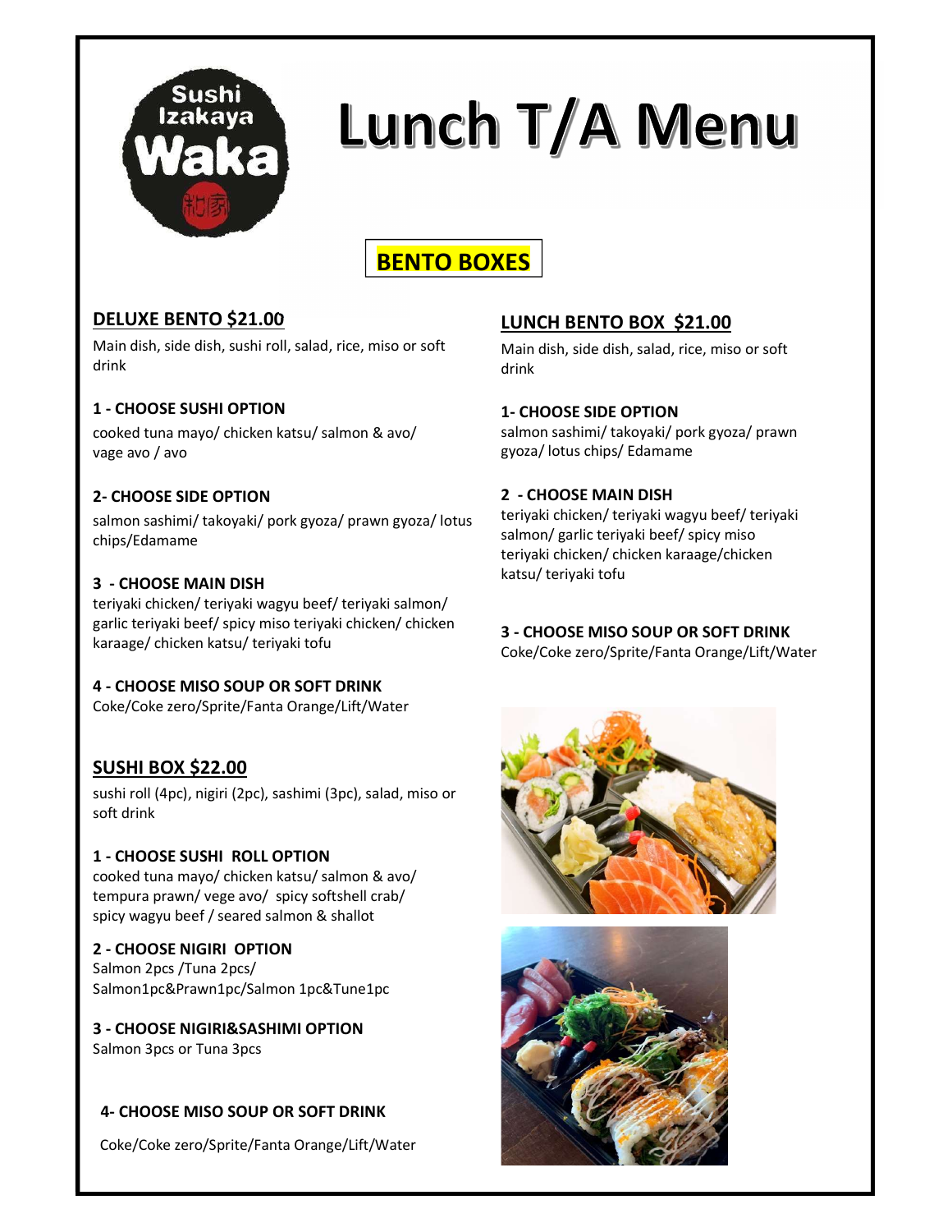Sushi Izakaya Waka

# Lunch T/A Menu

## BENTO BOXES

### DELUXE BENTO $21.00

Main dish, side dish, sushi roll, salad, rice, miso or soft drink

**1 - CHOOSE SUSHI OPTION**

cooked tuna mayo/ chicken katsu/ salmon & avo/ vage avo / avo

**2- CHOOSE SIDE OPTION**

salmon sashimi/ takoyaki/ pork gyoza/ prawn gyoza/ lotus chips/Edamame

**3 - CHOOSE MAIN DISH**

teriyaki chicken/ teriyaki wagyu beef/ teriyaki salmon/ garlic teriyaki beef/ spicy miso teriyaki chicken/ chicken karaage/ chicken katsu/ teriyaki tofu

**4 - CHOOSE MISO SOUP OR SOFT DRINK**

Coke/Coke zero/Sprite/Fanta Orange/Lift/Water

### SUSHI BOX $22.00

sushi roll (4pc), nigiri (2pc), sashimi (3pc), salad, miso or soft drink

**1 - CHOOSE SUSHI ROLL OPTION**

cooked tuna mayo/ chicken katsu/ salmon & avo/ tempura prawn/ vege avo/ spicy softshell crab/ spicy wagyu beef / seared salmon & shallot

**2 - CHOOSE NIGIRI OPTION**

Salmon 2pcs /Tuna 2pcs/ Salmon1pc&Prawn1pc/Salmon 1pc&Tune1pc

**3 - CHOOSE NIGIRI&SASHIMI OPTION**

Salmon 3pcs or Tuna 3pcs

**4- CHOOSE MISO SOUP OR SOFT DRINK**

Coke/Coke zero/Sprite/Fanta Orange/Lift/Water

### LUNCH BENTO BOX $21.00

Main dish, side dish, salad, rice, miso or soft drink

**1- CHOOSE SIDE OPTION**

salmon sashimi/ takoyaki/ pork gyoza/ prawn gyoza/ lotus chips/ Edamame

**2 - CHOOSE MAIN DISH**

teriyaki chicken/ teriyaki wagyu beef/ teriyaki salmon/ garlic teriyaki beef/ spicy miso teriyaki chicken/ chicken karaage/chicken katsu/ teriyaki tofu

**3 - CHOOSE MISO SOUP OR SOFT DRINK**

Coke/Coke zero/Sprite/Fanta Orange/Lift/Water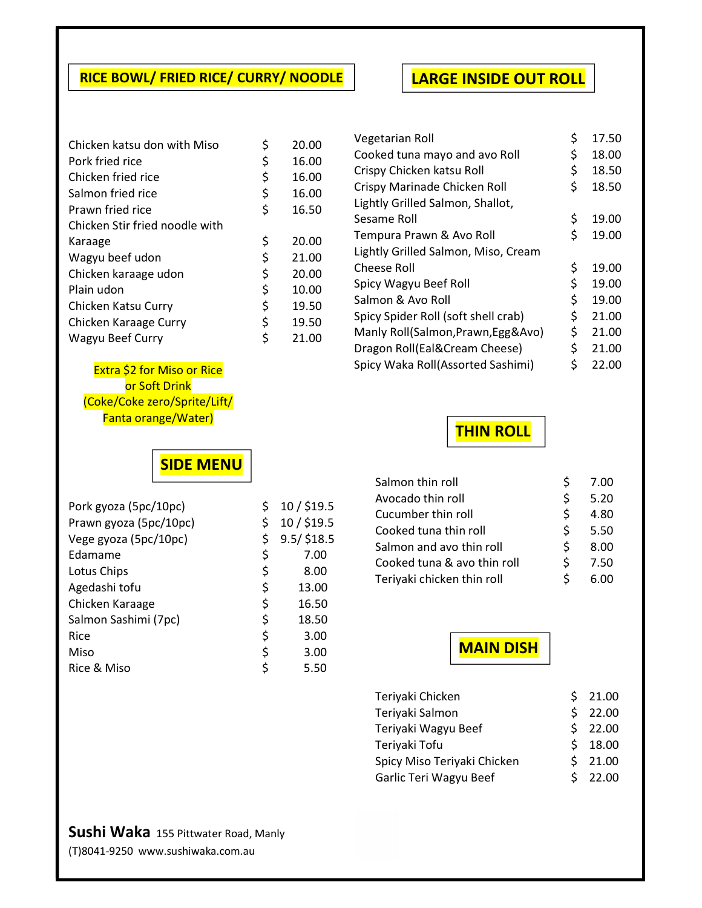## RICE BOWL/ FRIED RICE/ CURRY/ NOODLE

| | | |
|---|---|---|
| Chicken katsu don with Miso | $ | 20.00 |
| Pork fried rice | $ | 16.00 |
| Chicken fried rice | $ | 16.00 |
| Salmon fried rice | $ | 16.00 |
| Prawn fried rice | $ | 16.50 |
| Chicken Stir fried noodle with Karaage | $ | 20.00 |
| Wagyu beef udon | $ | 21.00 |
| Chicken karaage udon | $ | 20.00 |
| Plain udon | $ | 10.00 |
| Chicken Katsu Curry | $ | 19.50 |
| Chicken Karaage Curry | $ | 19.50 |
| Wagyu Beef Curry | $ | 21.00 |

Extra $2 for Miso or Rice or Soft Drink (Coke/Coke zero/Sprite/Lift/ Fanta orange/Water)

## SIDE MENU

| | | |
|---|---|---|
| Pork gyoza (5pc/10pc) | $ | 10 / $19.5 |
| Prawn gyoza (5pc/10pc) | $ | 10 / $19.5 |
| Vege gyoza (5pc/10pc) | $ | 9.5/ $18.5 |
| Edamame | $ | 7.00 |
| Lotus Chips | $ | 8.00 |
| Agedashi tofu | $ | 13.00 |
| Chicken Karaage | $ | 16.50 |
| Salmon Sashimi (7pc) | $ | 18.50 |
| Rice | $ | 3.00 |
| Miso | $ | 3.00 |
| Rice & Miso | $ | 5.50 |

## LARGE INSIDE OUT ROLL

| | | |
|---|---|---|
| Vegetarian Roll | $ | 17.50 |
| Cooked tuna mayo and avo Roll | $ | 18.00 |
| Crispy Chicken katsu Roll | $ | 18.50 |
| Crispy Marinade Chicken Roll | $ | 18.50 |
| Lightly Grilled Salmon, Shallot, Sesame Roll | $ | 19.00 |
| Tempura Prawn & Avo Roll | $ | 19.00 |
| Lightly Grilled Salmon, Miso, Cream Cheese Roll | $ | 19.00 |
| Spicy Wagyu Beef Roll | $ | 19.00 |
| Salmon & Avo Roll | $ | 19.00 |
| Spicy Spider Roll (soft shell crab) | $ | 21.00 |
| Manly Roll(Salmon,Prawn,Egg&Avo) | $ | 21.00 |
| Dragon Roll(Eal&Cream Cheese) | $ | 21.00 |
| Spicy Waka Roll(Assorted Sashimi) | $ | 22.00 |

## THIN ROLL

| | | |
|---|---|---|
| Salmon thin roll | $ | 7.00 |
| Avocado thin roll | $ | 5.20 |
| Cucumber thin roll | $ | 4.80 |
| Cooked tuna thin roll | $ | 5.50 |
| Salmon and avo thin roll | $ | 8.00 |
| Cooked tuna & avo thin roll | $ | 7.50 |
| Teriyaki chicken thin roll | $ | 6.00 |

## MAIN DISH

| | | |
|---|---|---|
| Teriyaki Chicken | $ | 21.00 |
| Teriyaki Salmon | $ | 22.00 |
| Teriyaki Wagyu Beef | $ | 22.00 |
| Teriyaki Tofu | $ | 18.00 |
| Spicy Miso Teriyaki Chicken | $ | 21.00 |
| Garlic Teri Wagyu Beef | $ | 22.00 |

**Sushi Waka** 155 Pittwater Road, Manly
(T)8041-9250 www.sushiwaka.com.au